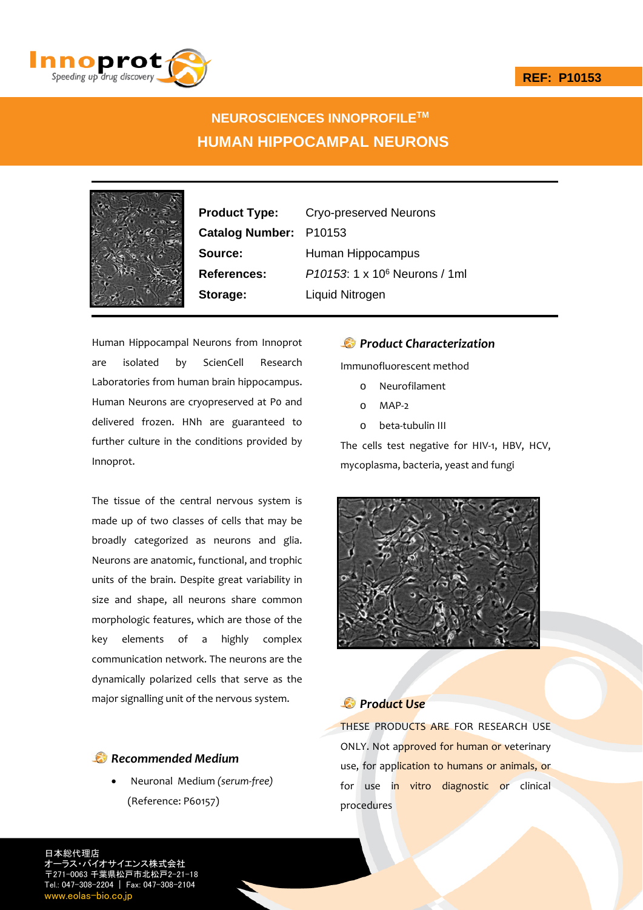REF: P10153

# NEUROSCIENCES INNOPROFILE™
# HUMAN HIPPOCAMPAL NEURONS

| | |
|---|---|
| **Product Type:** | Cryo-preserved Neurons |
| **Catalog Number:** | P10153 |
| **Source:** | Human Hippocampus |
| **References:** | *P10153*: 1 x $10^6$ Neurons / 1ml |
| **Storage:** | Liquid Nitrogen |

Human Hippocampal Neurons from Innoprot are isolated by ScienCell Research Laboratories from human brain hippocampus. Human Neurons are cryopreserved at P0 and delivered frozen. HNh are guaranteed to further culture in the conditions provided by Innoprot.

The tissue of the central nervous system is made up of two classes of cells that may be broadly categorized as neurons and glia. Neurons are anatomic, functional, and trophic units of the brain. Despite great variability in size and shape, all neurons share common morphologic features, which are those of the key elements of a highly complex communication network. The neurons are the dynamically polarized cells that serve as the major signalling unit of the nervous system.

## *Recommended Medium*

- Neuronal Medium *(serum-free)* (Reference: P60157)

## *Product Characterization*

Immunofluorescent method

- Neurofilament
- MAP-2
- beta-tubulin III

The cells test negative for HIV-1, HBV, HCV, mycoplasma, bacteria, yeast and fungi

## *Product Use*

THESE PRODUCTS ARE FOR RESEARCH USE ONLY. Not approved for human or veterinary use, for application to humans or animals, or for use in vitro diagnostic or clinical procedures

日本総代理店
オーラス・バイオサイエンス株式会社
〒271-0063 千葉県松戸市北松戸2-21-18
Tel.: 047-308-2204 | Fax: 047-308-2104
www.eolas-bio.co.jp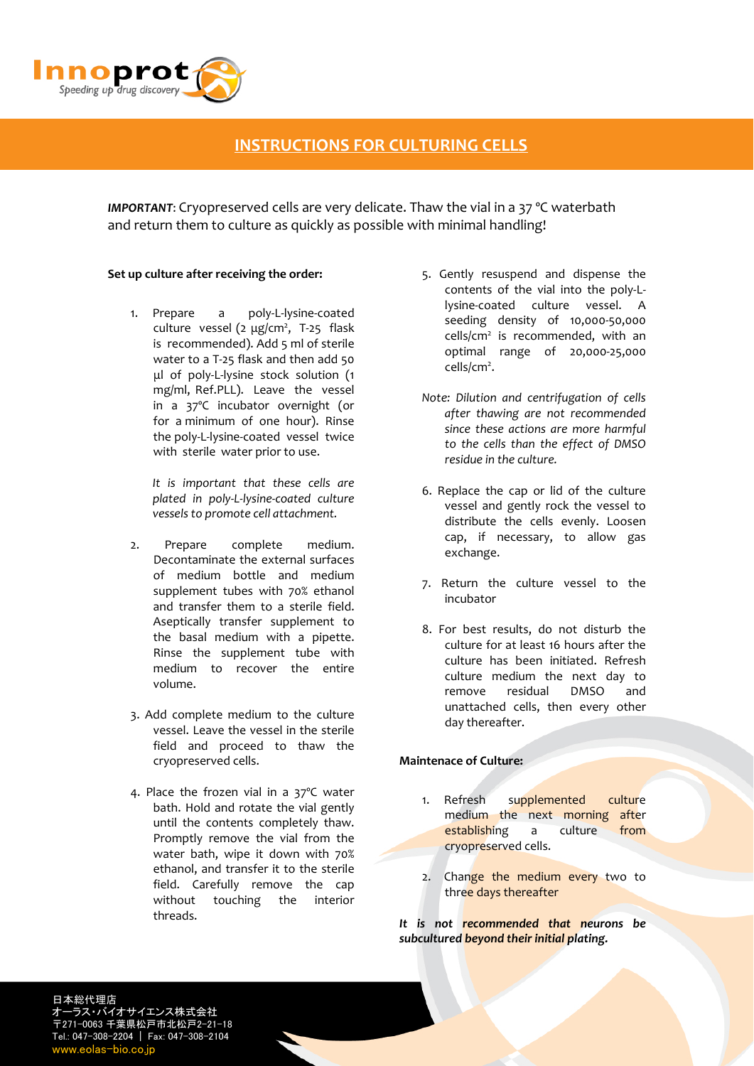# INSTRUCTIONS FOR CULTURING CELLS

***IMPORTANT***: Cryopreserved cells are very delicate. Thaw the vial in a 37 °C waterbath and return them to culture as quickly as possible with minimal handling!

**Set up culture after receiving the order:**

1. Prepare a poly-L-lysine-coated culture vessel (2 μg/cm², T-25 flask is recommended). Add 5 ml of sterile water to a T-25 flask and then add 50 μl of poly-L-lysine stock solution (1 mg/ml, Ref.PLL). Leave the vessel in a 37°C incubator overnight (or for a minimum of one hour). Rinse the poly-L-lysine-coated vessel twice with sterile water prior to use.

   *It is important that these cells are plated in poly-L-lysine-coated culture vessels to promote cell attachment.*

2. Prepare complete medium. Decontaminate the external surfaces of medium bottle and medium supplement tubes with 70% ethanol and transfer them to a sterile field. Aseptically transfer supplement to the basal medium with a pipette. Rinse the supplement tube with medium to recover the entire volume.

3. Add complete medium to the culture vessel. Leave the vessel in the sterile field and proceed to thaw the cryopreserved cells.

4. Place the frozen vial in a 37°C water bath. Hold and rotate the vial gently until the contents completely thaw. Promptly remove the vial from the water bath, wipe it down with 70% ethanol, and transfer it to the sterile field. Carefully remove the cap without touching the interior threads.

5. Gently resuspend and dispense the contents of the vial into the poly-L-lysine-coated culture vessel. A seeding density of 10,000-50,000 cells/cm² is recommended, with an optimal range of 20,000-25,000 cells/cm².

*Note: Dilution and centrifugation of cells after thawing are not recommended since these actions are more harmful to the cells than the effect of DMSO residue in the culture.*

6. Replace the cap or lid of the culture vessel and gently rock the vessel to distribute the cells evenly. Loosen cap, if necessary, to allow gas exchange.

7. Return the culture vessel to the incubator

8. For best results, do not disturb the culture for at least 16 hours after the culture has been initiated. Refresh culture medium the next day to remove residual DMSO and unattached cells, then every other day thereafter.

**Maintenace of Culture:**

1. Refresh supplemented culture medium the next morning after establishing a culture from cryopreserved cells.

2. Change the medium every two to three days thereafter

***It is not recommended that neurons be subcultured beyond their initial plating.***

日本総代理店
オーラス・バイオサイエンス株式会社
〒271-0063 千葉県松戸市北松戸2-21-18
Tel.: 047-308-2204 ｜ Fax: 047-308-2104
www.eolas-bio.co.jp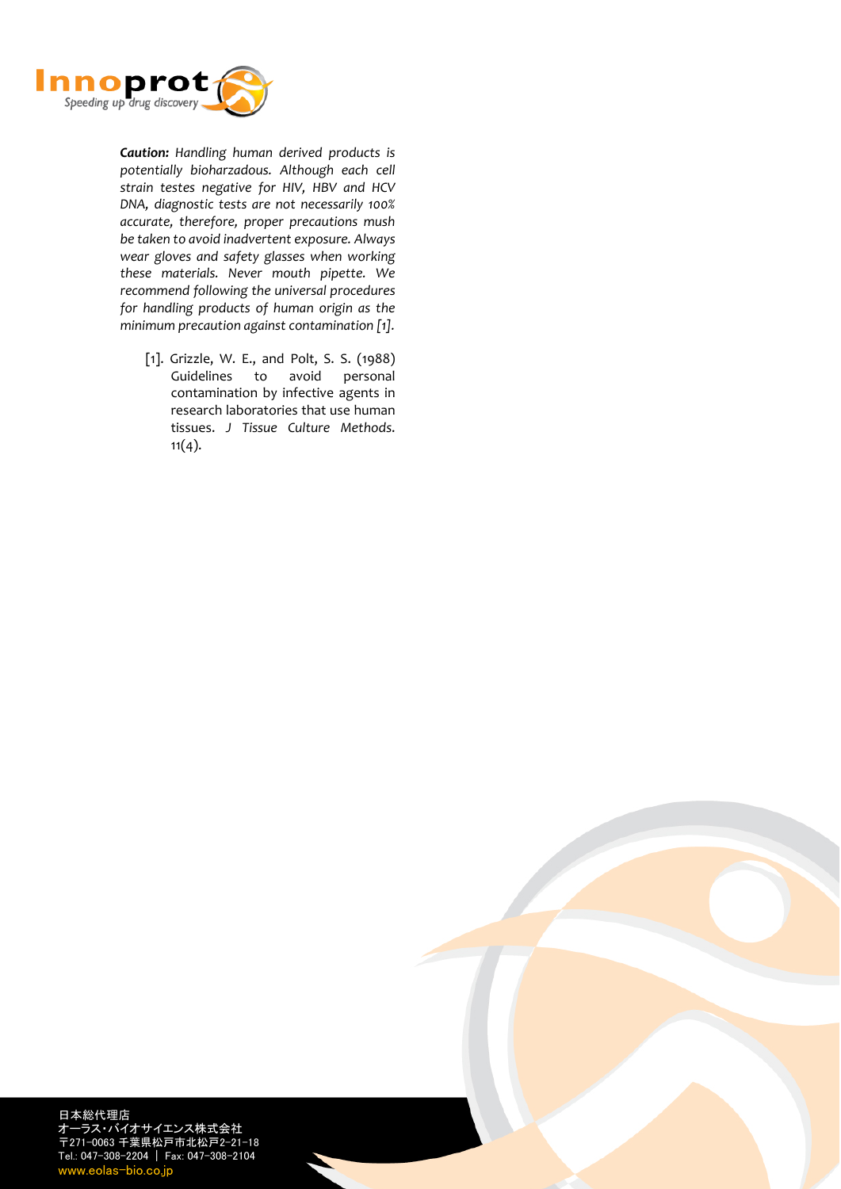***Caution:*** *Handling human derived products is potentially bioharzadous. Although each cell strain testes negative for HIV, HBV and HCV DNA, diagnostic tests are not necessarily 100% accurate, therefore, proper precautions mush be taken to avoid inadvertent exposure. Always wear gloves and safety glasses when working these materials. Never mouth pipette. We recommend following the universal procedures for handling products of human origin as the minimum precaution against contamination [1].*

[1]. Grizzle, W. E., and Polt, S. S. (1988) Guidelines to avoid personal contamination by infective agents in research laboratories that use human tissues. *J Tissue Culture Methods*. 11(4).

日本総代理店
オーラス・バイオサイエンス株式会社
〒271-0063 千葉県松戸市北松戸2-21-18
Tel.: 047-308-2204 | Fax: 047-308-2104
www.eolas-bio.co.jp